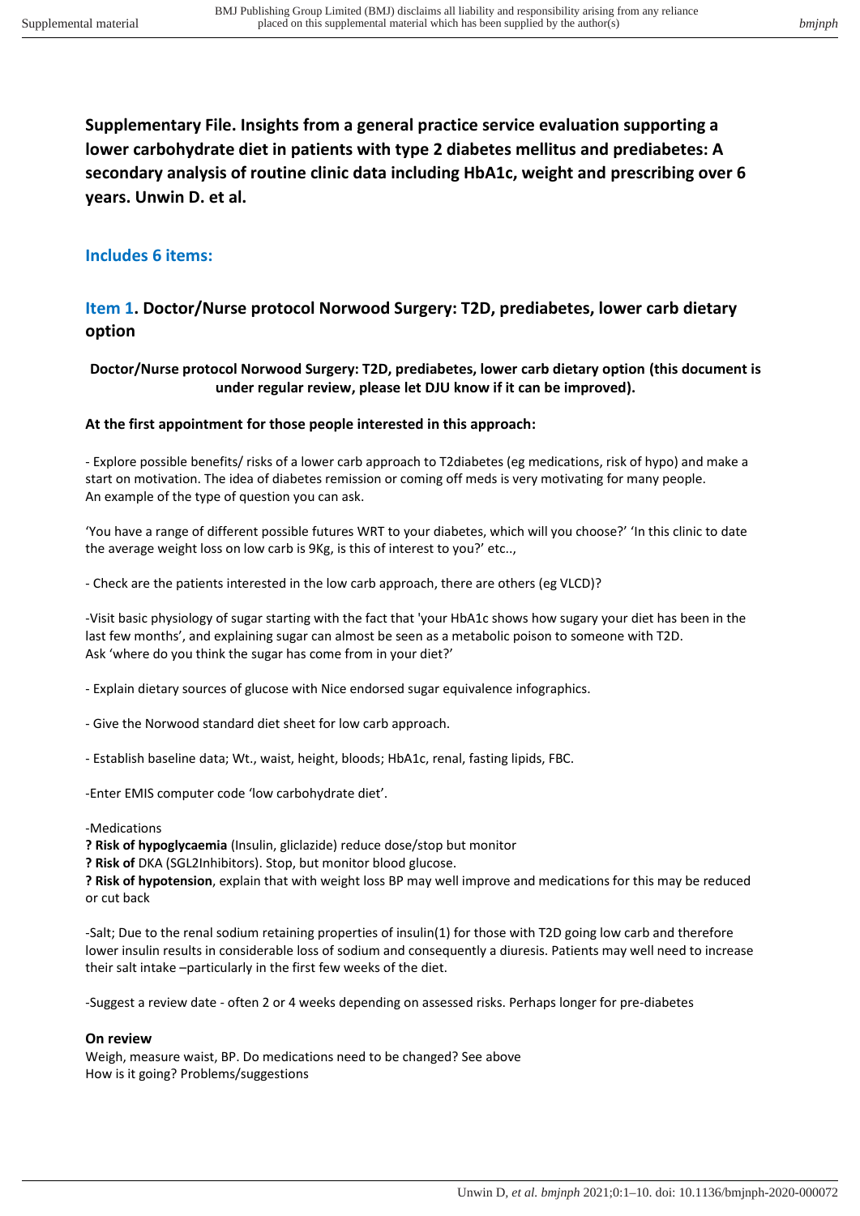# Supplementary File. Insights from a general practice service evaluation supporting a lower carbohydrate diet in patients with type 2 diabetes mellitus and prediabetes: A secondary analysis of routine clinic data including HbA1c, weight and prescribing over 6 years. Unwin D. et al.

## Includes 6 items:

## Item 1. Doctor/Nurse protocol Norwood Surgery: T2D, prediabetes, lower carb dietary option

**Doctor/Nurse protocol Norwood Surgery: T2D, prediabetes, lower carb dietary option (this document is under regular review, please let DJU know if it can be improved).**

**At the first appointment for those people interested in this approach:**

- Explore possible benefits/ risks of a lower carb approach to T2diabetes (eg medications, risk of hypo) and make a start on motivation. The idea of diabetes remission or coming off meds is very motivating for many people. An example of the type of question you can ask.

'You have a range of different possible futures WRT to your diabetes, which will you choose?' 'In this clinic to date the average weight loss on low carb is 9Kg, is this of interest to you?' etc..,

- Check are the patients interested in the low carb approach, there are others (eg VLCD)?

-Visit basic physiology of sugar starting with the fact that 'your HbA1c shows how sugary your diet has been in the last few months', and explaining sugar can almost be seen as a metabolic poison to someone with T2D. Ask 'where do you think the sugar has come from in your diet?'

- Explain dietary sources of glucose with Nice endorsed sugar equivalence infographics.

- Give the Norwood standard diet sheet for low carb approach.

- Establish baseline data; Wt., waist, height, bloods; HbA1c, renal, fasting lipids, FBC.

-Enter EMIS computer code 'low carbohydrate diet'.

-Medications
**? Risk of hypoglycaemia** (Insulin, gliclazide) reduce dose/stop but monitor
**? Risk of** DKA (SGL2Inhibitors). Stop, but monitor blood glucose.
**? Risk of hypotension**, explain that with weight loss BP may well improve and medications for this may be reduced or cut back

-Salt; Due to the renal sodium retaining properties of insulin(1) for those with T2D going low carb and therefore lower insulin results in considerable loss of sodium and consequently a diuresis. Patients may well need to increase their salt intake –particularly in the first few weeks of the diet.

-Suggest a review date - often 2 or 4 weeks depending on assessed risks. Perhaps longer for pre-diabetes

**On review**
Weigh, measure waist, BP. Do medications need to be changed? See above
How is it going? Problems/suggestions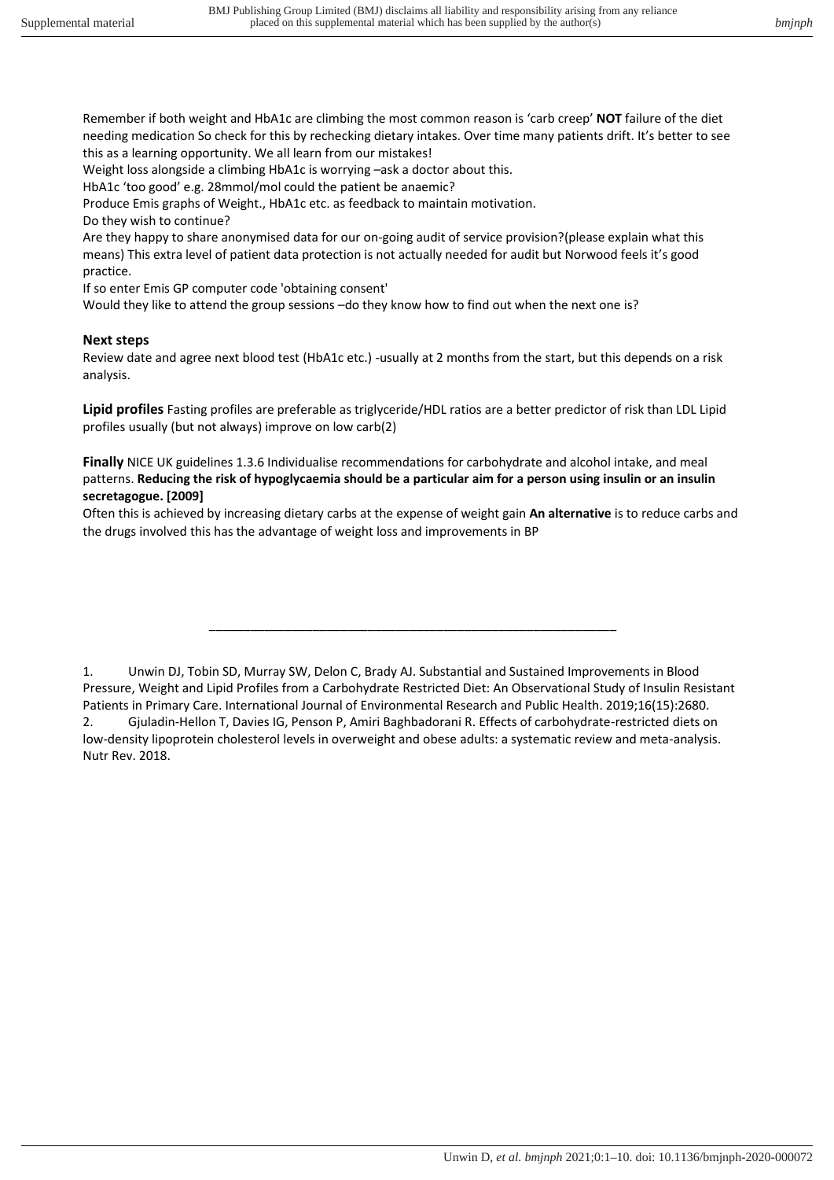Remember if both weight and HbA1c are climbing the most common reason is 'carb creep' **NOT** failure of the diet needing medication So check for this by rechecking dietary intakes. Over time many patients drift. It's better to see this as a learning opportunity. We all learn from our mistakes!

Weight loss alongside a climbing HbA1c is worrying –ask a doctor about this.

HbA1c 'too good' e.g. 28mmol/mol could the patient be anaemic?

Produce Emis graphs of Weight., HbA1c etc. as feedback to maintain motivation.

Do they wish to continue?

Are they happy to share anonymised data for our on-going audit of service provision?(please explain what this means) This extra level of patient data protection is not actually needed for audit but Norwood feels it's good practice.

If so enter Emis GP computer code 'obtaining consent'

Would they like to attend the group sessions –do they know how to find out when the next one is?

**Next steps**

Review date and agree next blood test (HbA1c etc.) -usually at 2 months from the start, but this depends on a risk analysis.

**Lipid profiles** Fasting profiles are preferable as triglyceride/HDL ratios are a better predictor of risk than LDL Lipid profiles usually (but not always) improve on low carb(2)

**Finally** NICE UK guidelines 1.3.6 Individualise recommendations for carbohydrate and alcohol intake, and meal patterns. **Reducing the risk of hypoglycaemia should be a particular aim for a person using insulin or an insulin secretagogue. [2009]**

Often this is achieved by increasing dietary carbs at the expense of weight gain **An alternative** is to reduce carbs and the drugs involved this has the advantage of weight loss and improvements in BP

---

1. Unwin DJ, Tobin SD, Murray SW, Delon C, Brady AJ. Substantial and Sustained Improvements in Blood Pressure, Weight and Lipid Profiles from a Carbohydrate Restricted Diet: An Observational Study of Insulin Resistant Patients in Primary Care. International Journal of Environmental Research and Public Health. 2019;16(15):2680.
2. Gjuladin-Hellon T, Davies IG, Penson P, Amiri Baghbadorani R. Effects of carbohydrate-restricted diets on low-density lipoprotein cholesterol levels in overweight and obese adults: a systematic review and meta-analysis. Nutr Rev. 2018.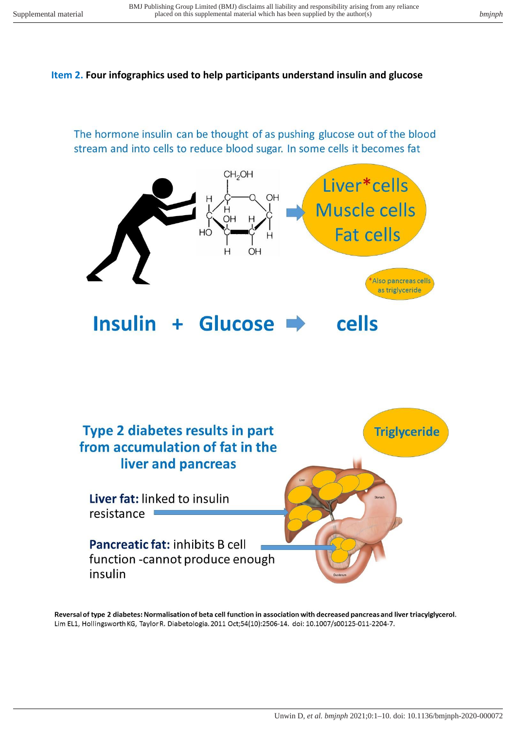**Item 2. Four infographics used to help participants understand insulin and glucose**

The hormone insulin can be thought of as pushing glucose out of the blood stream and into cells to reduce blood sugar. In some cells it becomes fat

Liver* cells
Muscle cells
Fat cells

*Also pancreas cells as triglyceride

**Insulin + Glucose ➡ cells**

**Type 2 diabetes results in part from accumulation of fat in the liver and pancreas**

**Triglyceride**

**Liver fat:** linked to insulin resistance

**Pancreatic fat:** inhibits B cell function -cannot produce enough insulin

**Reversal of type 2 diabetes: Normalisation of beta cell function in association with decreased pancreas and liver triacylglycerol.**
Lim EL1, Hollingsworth KG, Taylor R. Diabetologia. 2011 Oct;54(10):2506-14. doi: 10.1007/s00125-011-2204-7.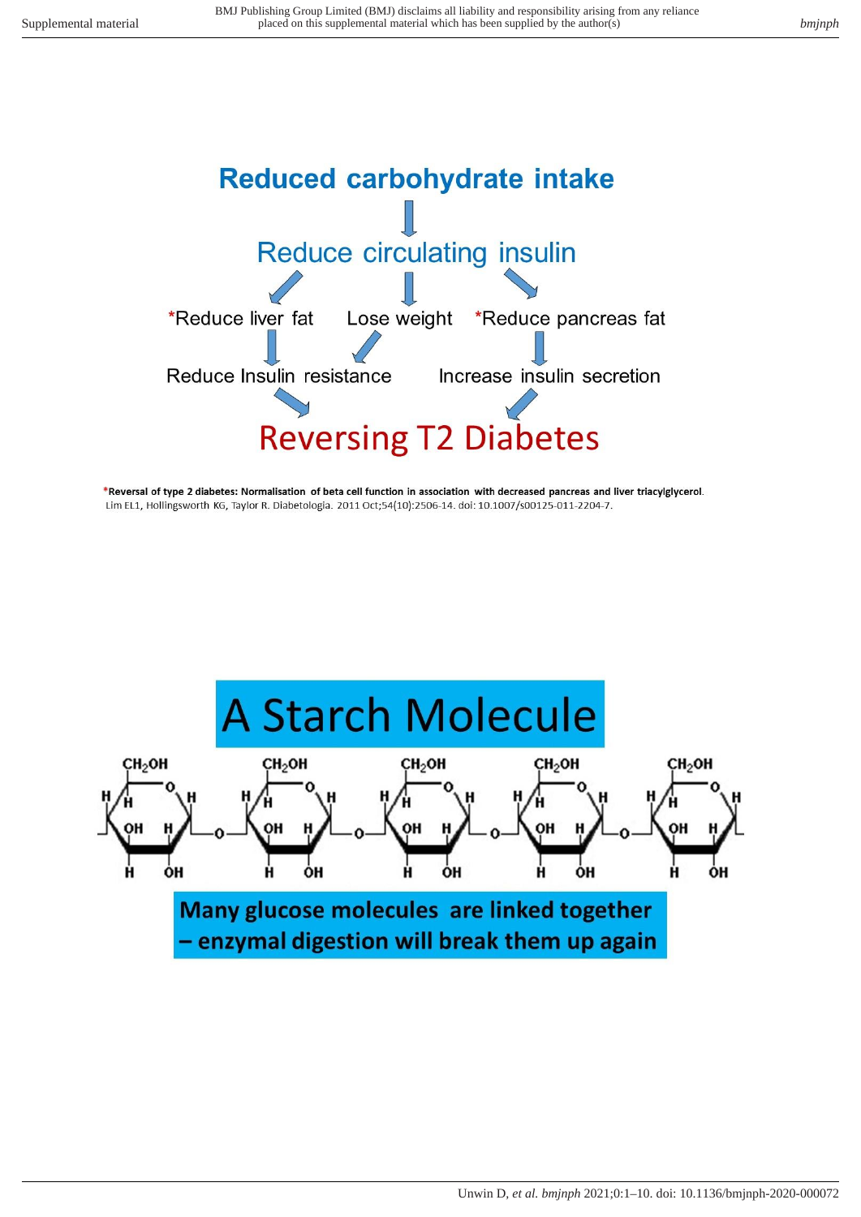# Reduced carbohydrate intake

↓

## Reduce circulating insulin

*Reduce liver fat → Reduce Insulin resistance

Lose weight → Reduce Insulin resistance

*Reduce pancreas fat → Increase insulin secretion

Reduce Insulin resistance, Increase insulin secretion → **Reversing T2 Diabetes**

***Reversal of type 2 diabetes: Normalisation of beta cell function in association with decreased pancreas and liver triacylglycerol.** Lim EL1, Hollingsworth KG, Taylor R. Diabetologia. 2011 Oct;54(10):2506-14. doi: 10.1007/s00125-011-2204-7.

# A Starch Molecule

**Many glucose molecules are linked together – enzymal digestion will break them up again**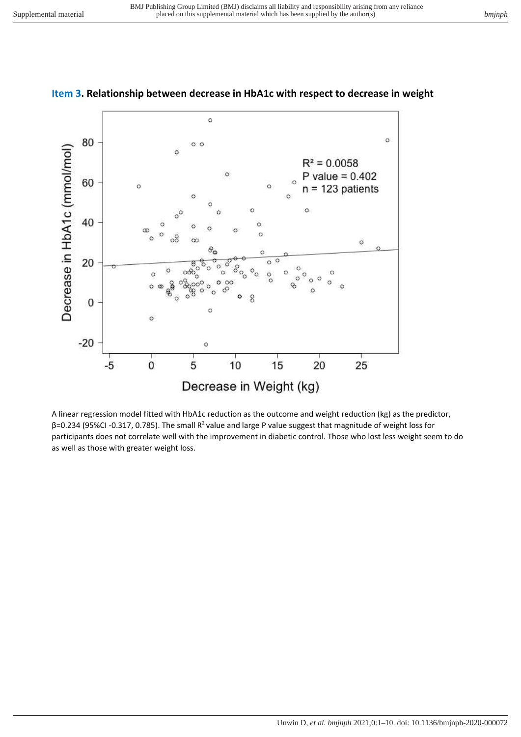**Item 3. Relationship between decrease in HbA1c with respect to decrease in weight**

A linear regression model fitted with HbA1c reduction as the outcome and weight reduction (kg) as the predictor, β=0.234 (95%CI -0.317, 0.785). The small $R^2$ value and large P value suggest that magnitude of weight loss for participants does not correlate well with the improvement in diabetic control. Those who lost less weight seem to do as well as those with greater weight loss.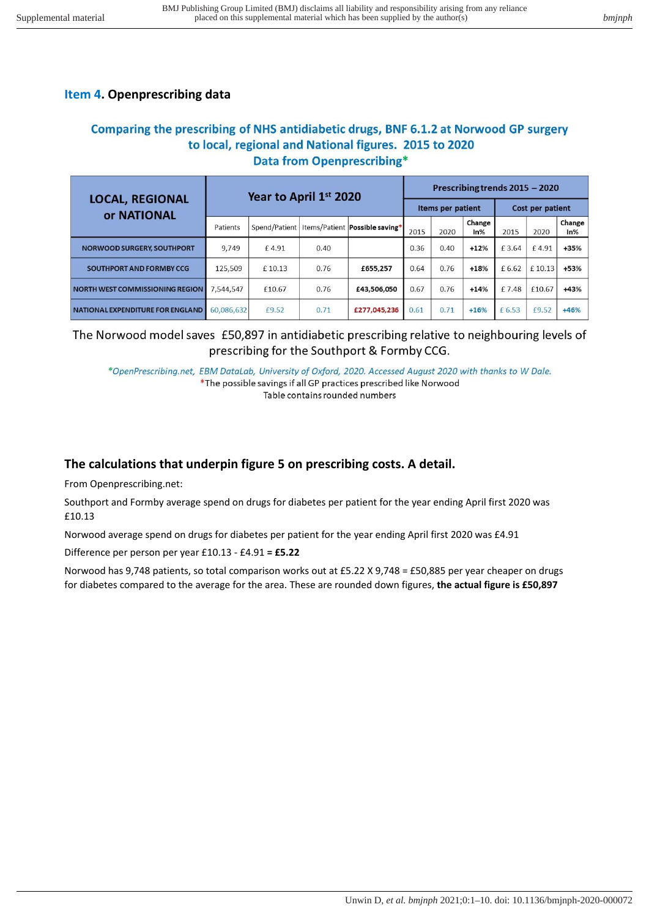## Item 4. Openprescribing data

### Comparing the prescribing of NHS antidiabetic drugs, BNF 6.1.2 at Norwood GP surgery to local, regional and National figures. 2015 to 2020 Data from Openprescribing*

| LOCAL, REGIONAL or NATIONAL | Year to April 1st 2020 | | | | Prescribing trends 2015 – 2020 | | | | | |
|---|---|---|---|---|---|---|---|---|---|---|
| | | | | | Items per patient | | | Cost per patient | | |
| | Patients | Spend/Patient | Items/Patient | Possible saving* | 2015 | 2020 | Change In% | 2015 | 2020 | Change In% |
| NORWOOD SURGERY, SOUTHPORT | 9,749 | £ 4.91 | 0.40 | | 0.36 | 0.40 | +12% | £ 3.64 | £ 4.91 | +35% |
| SOUTHPORT AND FORMBY CCG | 125,509 | £ 10.13 | 0.76 | £655,257 | 0.64 | 0.76 | +18% | £ 6.62 | £ 10.13 | +53% |
| NORTH WEST COMMISSIONING REGION | 7,544,547 | £10.67 | 0.76 | £43,506,050 | 0.67 | 0.76 | +14% | £ 7.48 | £10.67 | +43% |
| NATIONAL EXPENDITURE FOR ENGLAND | 60,086,632 | £9.52 | 0.71 | £277,045,236 | 0.61 | 0.71 | +16% | £ 6.53 | £9.52 | +46% |

The Norwood model saves £50,897 in antidiabetic prescribing relative to neighbouring levels of prescribing for the Southport & Formby CCG.

*OpenPrescribing.net, EBM DataLab, University of Oxford, 2020. Accessed August 2020 with thanks to W Dale.*

*The possible savings if all GP practices prescribed like Norwood

Table contains rounded numbers

### The calculations that underpin figure 5 on prescribing costs. A detail.

From Openprescribing.net:

Southport and Formby average spend on drugs for diabetes per patient for the year ending April first 2020 was £10.13

Norwood average spend on drugs for diabetes per patient for the year ending April first 2020 was £4.91

Difference per person per year £10.13 - £4.91 = **£5.22**

Norwood has 9,748 patients, so total comparison works out at £5.22 X 9,748 = £50,885 per year cheaper on drugs for diabetes compared to the average for the area. These are rounded down figures, **the actual figure is £50,897**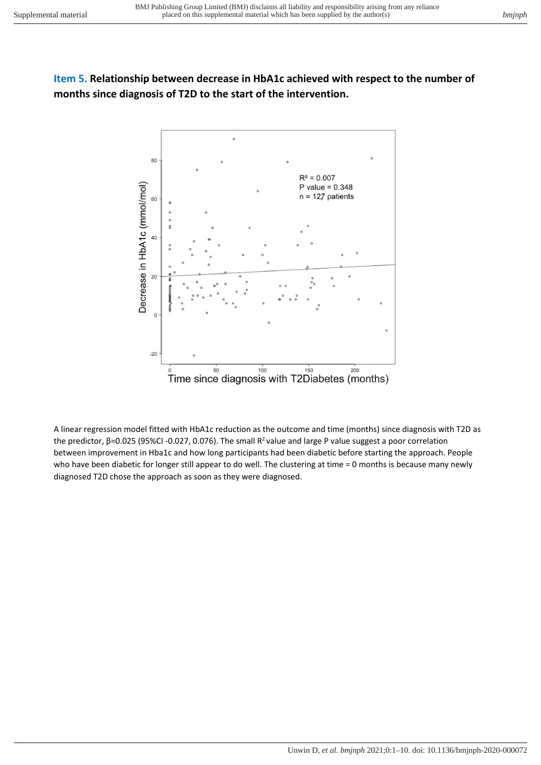**Item 5. Relationship between decrease in HbA1c achieved with respect to the number of months since diagnosis of T2D to the start of the intervention.**

A linear regression model fitted with HbA1c reduction as the outcome and time (months) since diagnosis with T2D as the predictor, β=0.025 (95%CI -0.027, 0.076). The small $R^2$ value and large P value suggest a poor correlation between improvement in Hba1c and how long participants had been diabetic before starting the approach. People who have been diabetic for longer still appear to do well. The clustering at time = 0 months is because many newly diagnosed T2D chose the approach as soon as they were diagnosed.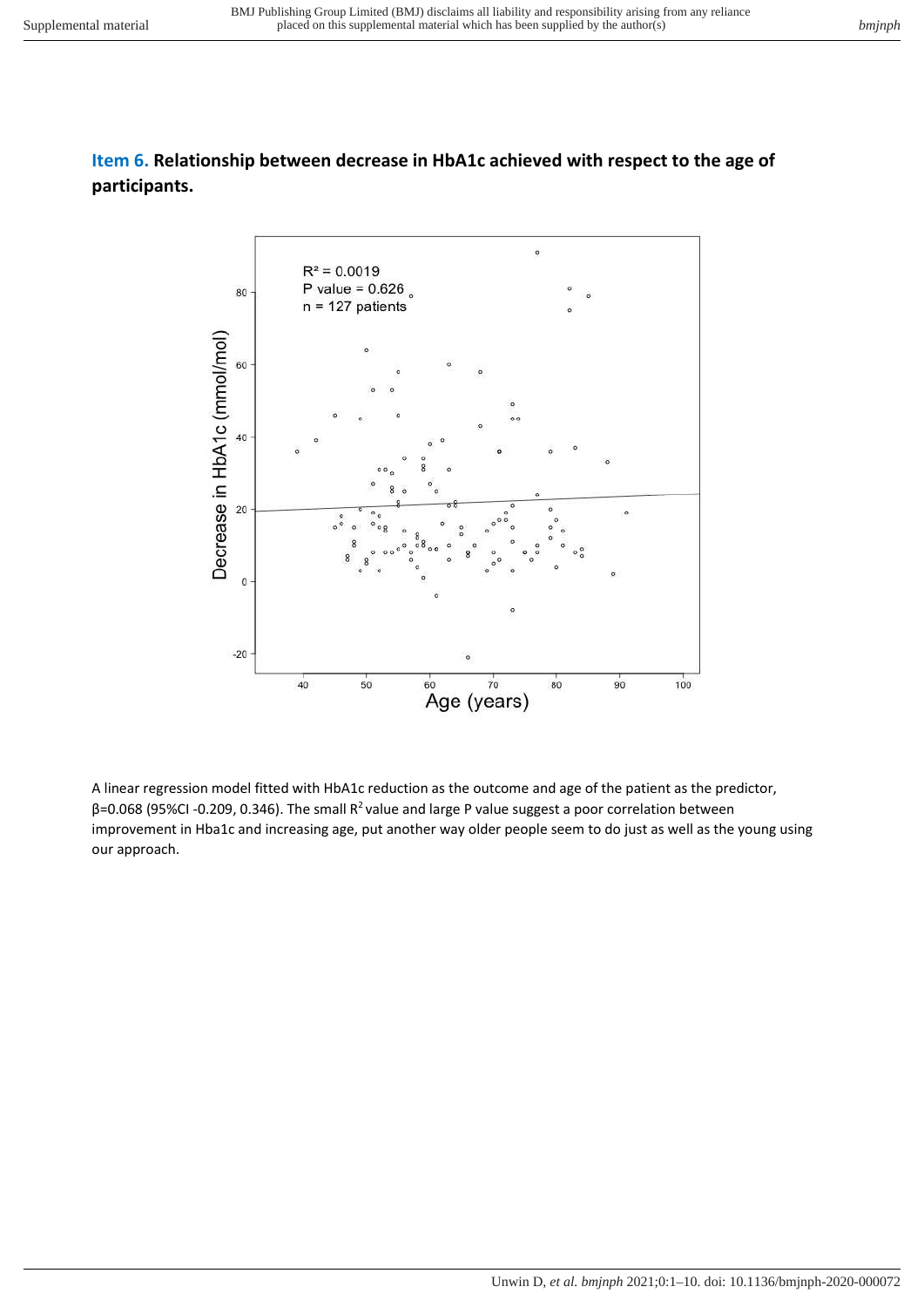**Item 6. Relationship between decrease in HbA1c achieved with respect to the age of participants.**

$R^2 = 0.0019$
P value = 0.626
n = 127 patients

Decrease in HbA1c (mmol/mol)

80
60
40
20
0
-20

40 50 60 70 80 90 100

Age (years)

A linear regression model fitted with HbA1c reduction as the outcome and age of the patient as the predictor, β=0.068 (95%CI -0.209, 0.346). The small $R^2$ value and large P value suggest a poor correlation between improvement in Hba1c and increasing age, put another way older people seem to do just as well as the young using our approach.